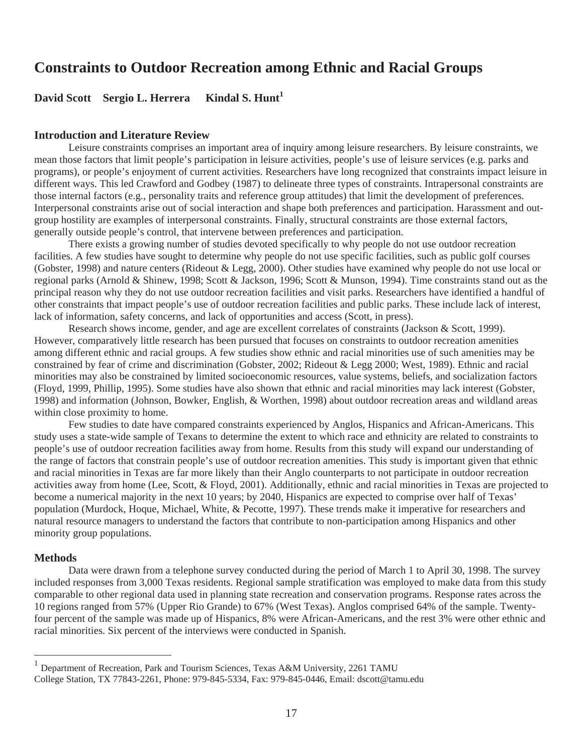# Constraints to Outdoor Recreation among Ethnic and Racial Groups

**David Scott Sergio L. Herrera Kindal S. Hunt[1]**

## Introduction and Literature Review

Leisure constraints comprises an important area of inquiry among leisure researchers. By leisure constraints, we mean those factors that limit people's participation in leisure activities, people's use of leisure services (e.g. parks and programs), or people's enjoyment of current activities. Researchers have long recognized that constraints impact leisure in different ways. This led Crawford and Godbey (1987) to delineate three types of constraints. Intrapersonal constraints are those internal factors (e.g., personality traits and reference group attitudes) that limit the development of preferences. Interpersonal constraints arise out of social interaction and shape both preferences and participation. Harassment and out-group hostility are examples of interpersonal constraints. Finally, structural constraints are those external factors, generally outside people's control, that intervene between preferences and participation.

There exists a growing number of studies devoted specifically to why people do not use outdoor recreation facilities. A few studies have sought to determine why people do not use specific facilities, such as public golf courses (Gobster, 1998) and nature centers (Rideout & Legg, 2000). Other studies have examined why people do not use local or regional parks (Arnold & Shinew, 1998; Scott & Jackson, 1996; Scott & Munson, 1994). Time constraints stand out as the principal reason why they do not use outdoor recreation facilities and visit parks. Researchers have identified a handful of other constraints that impact people's use of outdoor recreation facilities and public parks. These include lack of interest, lack of information, safety concerns, and lack of opportunities and access (Scott, in press).

Research shows income, gender, and age are excellent correlates of constraints (Jackson & Scott, 1999). However, comparatively little research has been pursued that focuses on constraints to outdoor recreation amenities among different ethnic and racial groups. A few studies show ethnic and racial minorities use of such amenities may be constrained by fear of crime and discrimination (Gobster, 2002; Rideout & Legg 2000; West, 1989). Ethnic and racial minorities may also be constrained by limited socioeconomic resources, value systems, beliefs, and socialization factors (Floyd, 1999, Phillip, 1995). Some studies have also shown that ethnic and racial minorities may lack interest (Gobster, 1998) and information (Johnson, Bowker, English, & Worthen, 1998) about outdoor recreation areas and wildland areas within close proximity to home.

Few studies to date have compared constraints experienced by Anglos, Hispanics and African-Americans. This study uses a state-wide sample of Texans to determine the extent to which race and ethnicity are related to constraints to people's use of outdoor recreation facilities away from home. Results from this study will expand our understanding of the range of factors that constrain people's use of outdoor recreation amenities. This study is important given that ethnic and racial minorities in Texas are far more likely than their Anglo counterparts to not participate in outdoor recreation activities away from home (Lee, Scott, & Floyd, 2001). Additionally, ethnic and racial minorities in Texas are projected to become a numerical majority in the next 10 years; by 2040, Hispanics are expected to comprise over half of Texas' population (Murdock, Hoque, Michael, White, & Pecotte, 1997). These trends make it imperative for researchers and natural resource managers to understand the factors that contribute to non-participation among Hispanics and other minority group populations.

## Methods

Data were drawn from a telephone survey conducted during the period of March 1 to April 30, 1998. The survey included responses from 3,000 Texas residents. Regional sample stratification was employed to make data from this study comparable to other regional data used in planning state recreation and conservation programs. Response rates across the 10 regions ranged from 57% (Upper Rio Grande) to 67% (West Texas). Anglos comprised 64% of the sample. Twenty-four percent of the sample was made up of Hispanics, 8% were African-Americans, and the rest 3% were other ethnic and racial minorities. Six percent of the interviews were conducted in Spanish.

---

[1] Department of Recreation, Park and Tourism Sciences, Texas A&M University, 2261 TAMU College Station, TX 77843-2261, Phone: 979-845-5334, Fax: 979-845-0446, Email: dscott@tamu.edu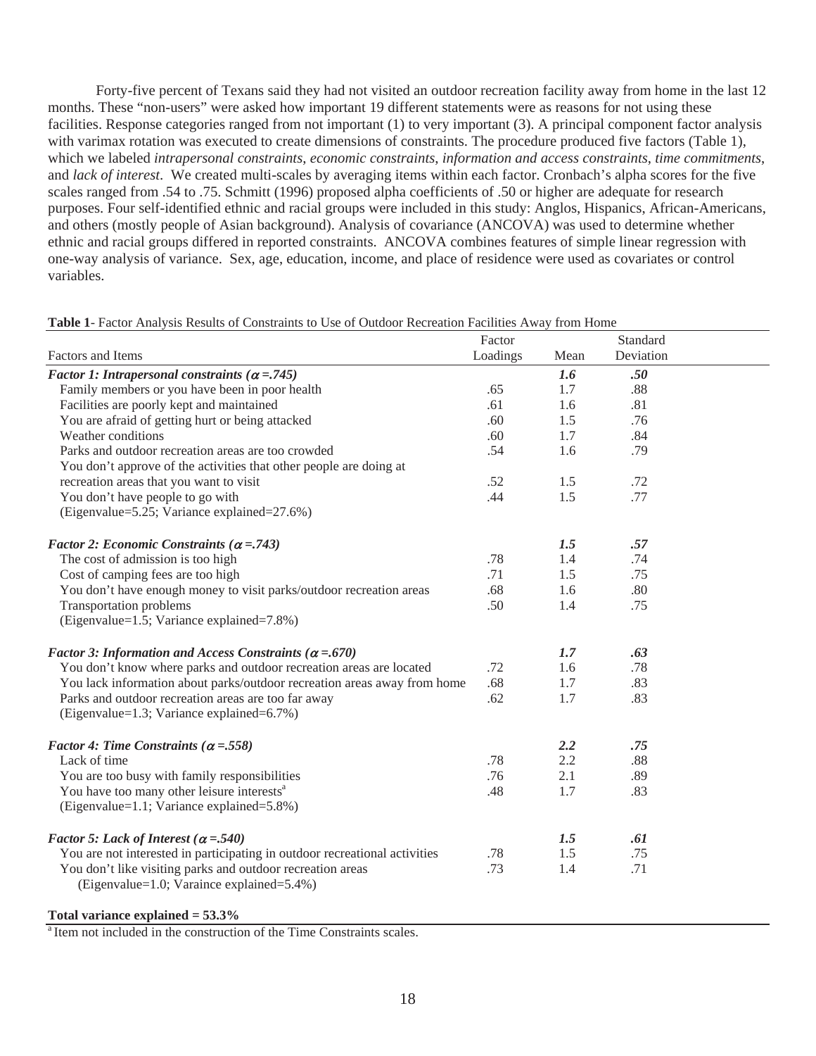Forty-five percent of Texans said they had not visited an outdoor recreation facility away from home in the last 12 months. These "non-users" were asked how important 19 different statements were as reasons for not using these facilities. Response categories ranged from not important (1) to very important (3). A principal component factor analysis with varimax rotation was executed to create dimensions of constraints. The procedure produced five factors (Table 1), which we labeled *intrapersonal constraints*, *economic constraints*, *information and access constraints*, *time commitments*, and *lack of interest*. We created multi-scales by averaging items within each factor. Cronbach's alpha scores for the five scales ranged from .54 to .75. Schmitt (1996) proposed alpha coefficients of .50 or higher are adequate for research purposes. Four self-identified ethnic and racial groups were included in this study: Anglos, Hispanics, African-Americans, and others (mostly people of Asian background). Analysis of covariance (ANCOVA) was used to determine whether ethnic and racial groups differed in reported constraints. ANCOVA combines features of simple linear regression with one-way analysis of variance. Sex, age, education, income, and place of residence were used as covariates or control variables.

**Table 1**- Factor Analysis Results of Constraints to Use of Outdoor Recreation Facilities Away from Home

| Factors and Items | Factor Loadings | Mean | Standard Deviation |
|---|---|---|---|
| ***Factor 1: Intrapersonal constraints ($\alpha$ =.745)*** | | ***1.6*** | ***.50*** |
| Family members or you have been in poor health | .65 | 1.7 | .88 |
| Facilities are poorly kept and maintained | .61 | 1.6 | .81 |
| You are afraid of getting hurt or being attacked | .60 | 1.5 | .76 |
| Weather conditions | .60 | 1.7 | .84 |
| Parks and outdoor recreation areas are too crowded | .54 | 1.6 | .79 |
| You don't approve of the activities that other people are doing at recreation areas that you want to visit | .52 | 1.5 | .72 |
| You don't have people to go with | .44 | 1.5 | .77 |
| (Eigenvalue=5.25; Variance explained=27.6%) | | | |
| ***Factor 2: Economic Constraints ($\alpha$ =.743)*** | | ***1.5*** | ***.57*** |
| The cost of admission is too high | .78 | 1.4 | .74 |
| Cost of camping fees are too high | .71 | 1.5 | .75 |
| You don't have enough money to visit parks/outdoor recreation areas | .68 | 1.6 | .80 |
| Transportation problems | .50 | 1.4 | .75 |
| (Eigenvalue=1.5; Variance explained=7.8%) | | | |
| ***Factor 3: Information and Access Constraints ($\alpha$ =.670)*** | | ***1.7*** | ***.63*** |
| You don't know where parks and outdoor recreation areas are located | .72 | 1.6 | .78 |
| You lack information about parks/outdoor recreation areas away from home | .68 | 1.7 | .83 |
| Parks and outdoor recreation areas are too far away | .62 | 1.7 | .83 |
| (Eigenvalue=1.3; Variance explained=6.7%) | | | |
| ***Factor 4: Time Constraints ($\alpha$ =.558)*** | | ***2.2*** | ***.75*** |
| Lack of time | .78 | 2.2 | .88 |
| You are too busy with family responsibilities | .76 | 2.1 | .89 |
| You have too many other leisure interests[a] | .48 | 1.7 | .83 |
| (Eigenvalue=1.1; Variance explained=5.8%) | | | |
| ***Factor 5: Lack of Interest ($\alpha$ =.540)*** | | ***1.5*** | ***.61*** |
| You are not interested in participating in outdoor recreational activities | .78 | 1.5 | .75 |
| You don't like visiting parks and outdoor recreation areas | .73 | 1.4 | .71 |
| (Eigenvalue=1.0; Varaince explained=5.4%) | | | |
| **Total variance explained = 53.3%** | | | |

[a] Item not included in the construction of the Time Constraints scales.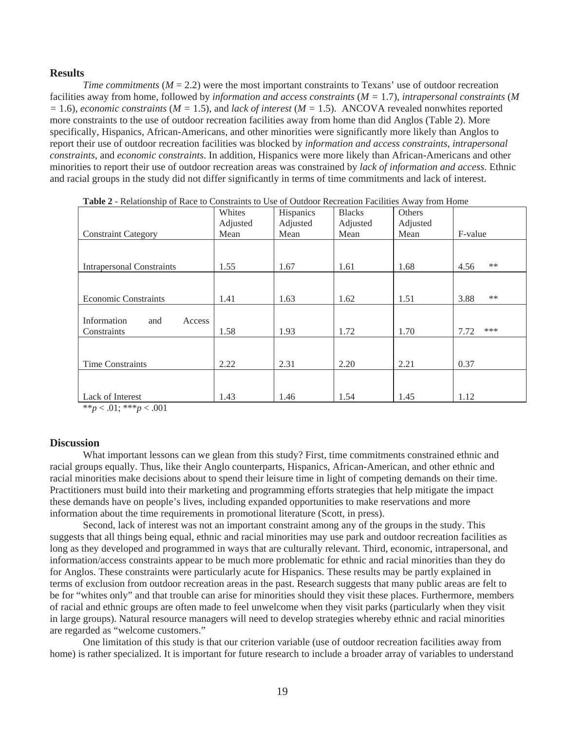## Results

*Time commitments* ($M = 2.2$) were the most important constraints to Texans' use of outdoor recreation facilities away from home, followed by *information and access constraints* ($M = 1.7$), *intrapersonal constraints* ($M = 1.6$), *economic constraints* ($M = 1.5$), and *lack of interest* ($M = 1.5$). ANCOVA revealed nonwhites reported more constraints to the use of outdoor recreation facilities away from home than did Anglos (Table 2). More specifically, Hispanics, African-Americans, and other minorities were significantly more likely than Anglos to report their use of outdoor recreation facilities was blocked by *information and access constraints*, *intrapersonal constraints*, and *economic constraints*. In addition, Hispanics were more likely than African-Americans and other minorities to report their use of outdoor recreation areas was constrained by *lack of information and access*. Ethnic and racial groups in the study did not differ significantly in terms of time commitments and lack of interest.

**Table 2** - Relationship of Race to Constraints to Use of Outdoor Recreation Facilities Away from Home

| Constraint Category | Whites Adjusted Mean | Hispanics Adjusted Mean | Blacks Adjusted Mean | Others Adjusted Mean | F-value |
|---|---|---|---|---|---|
| Intrapersonal Constraints | 1.55 | 1.67 | 1.61 | 1.68 | 4.56 ** |
| Economic Constraints | 1.41 | 1.63 | 1.62 | 1.51 | 3.88 ** |
| Information and Access Constraints | 1.58 | 1.93 | 1.72 | 1.70 | 7.72 *** |
| Time Constraints | 2.22 | 2.31 | 2.20 | 2.21 | 0.37 |
| Lack of Interest | 1.43 | 1.46 | 1.54 | 1.45 | 1.12 |

**$p < .01$; ***$p < .001$

## Discussion

What important lessons can we glean from this study? First, time commitments constrained ethnic and racial groups equally. Thus, like their Anglo counterparts, Hispanics, African-American, and other ethnic and racial minorities make decisions about to spend their leisure time in light of competing demands on their time. Practitioners must build into their marketing and programming efforts strategies that help mitigate the impact these demands have on people's lives, including expanded opportunities to make reservations and more information about the time requirements in promotional literature (Scott, in press).

Second, lack of interest was not an important constraint among any of the groups in the study. This suggests that all things being equal, ethnic and racial minorities may use park and outdoor recreation facilities as long as they developed and programmed in ways that are culturally relevant. Third, economic, intrapersonal, and information/access constraints appear to be much more problematic for ethnic and racial minorities than they do for Anglos. These constraints were particularly acute for Hispanics. These results may be partly explained in terms of exclusion from outdoor recreation areas in the past. Research suggests that many public areas are felt to be for "whites only" and that trouble can arise for minorities should they visit these places. Furthermore, members of racial and ethnic groups are often made to feel unwelcome when they visit parks (particularly when they visit in large groups). Natural resource managers will need to develop strategies whereby ethnic and racial minorities are regarded as "welcome customers."

One limitation of this study is that our criterion variable (use of outdoor recreation facilities away from home) is rather specialized. It is important for future research to include a broader array of variables to understand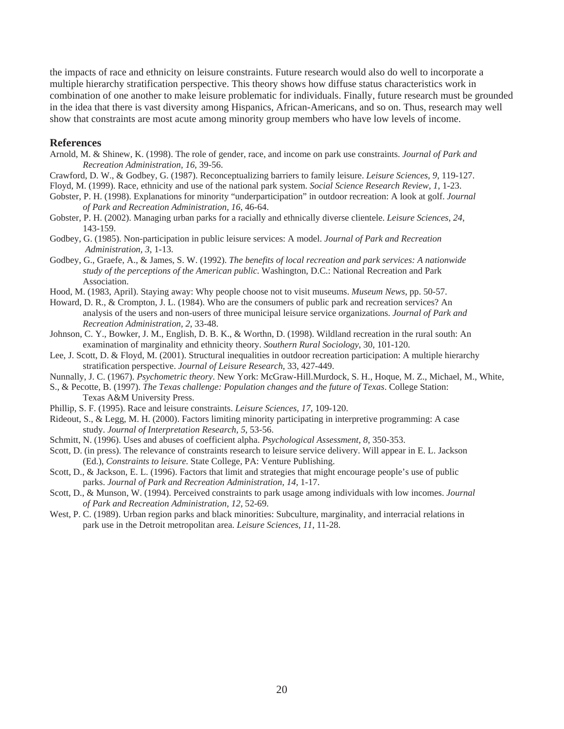the impacts of race and ethnicity on leisure constraints. Future research would also do well to incorporate a multiple hierarchy stratification perspective. This theory shows how diffuse status characteristics work in combination of one another to make leisure problematic for individuals. Finally, future research must be grounded in the idea that there is vast diversity among Hispanics, African-Americans, and so on. Thus, research may well show that constraints are most acute among minority group members who have low levels of income.

## References

Arnold, M. & Shinew, K. (1998). The role of gender, race, and income on park use constraints. *Journal of Park and Recreation Administration, 16*, 39-56.

Crawford, D. W., & Godbey, G. (1987). Reconceptualizing barriers to family leisure. *Leisure Sciences, 9*, 119-127.

Floyd, M. (1999). Race, ethnicity and use of the national park system. *Social Science Research Review, 1*, 1-23.

Gobster, P. H. (1998). Explanations for minority "underparticipation" in outdoor recreation: A look at golf. *Journal of Park and Recreation Administration, 16,* 46-64.

Gobster, P. H. (2002). Managing urban parks for a racially and ethnically diverse clientele. *Leisure Sciences, 24*, 143-159.

Godbey, G. (1985). Non-participation in public leisure services: A model. *Journal of Park and Recreation Administration, 3*, 1-13.

Godbey, G., Graefe, A., & James, S. W. (1992). *The benefits of local recreation and park services: A nationwide study of the perceptions of the American public.* Washington, D.C.: National Recreation and Park Association.

Hood, M. (1983, April). Staying away: Why people choose not to visit museums. *Museum News*, pp. 50-57.

Howard, D. R., & Crompton, J. L. (1984). Who are the consumers of public park and recreation services? An analysis of the users and non-users of three municipal leisure service organizations. *Journal of Park and Recreation Administration, 2*, 33-48.

Johnson, C. Y., Bowker, J. M., English, D. B. K., & Worthn, D. (1998). Wildland recreation in the rural south: An examination of marginality and ethnicity theory. *Southern Rural Sociology*, 30, 101-120.

Lee, J. Scott, D. & Floyd, M. (2001). Structural inequalities in outdoor recreation participation: A multiple hierarchy stratification perspective. *Journal of Leisure Research*, 33, 427-449.

Nunnally, J. C. (1967). *Psychometric theory*. New York: McGraw-Hill.Murdock, S. H., Hoque, M. Z., Michael, M., White, S., & Pecotte, B. (1997). *The Texas challenge: Population changes and the future of Texas*. College Station: Texas A&M University Press.

Phillip, S. F. (1995). Race and leisure constraints. *Leisure Sciences, 17*, 109-120.

Rideout, S., & Legg, M. H. (2000). Factors limiting minority participating in interpretive programming: A case study. *Journal of Interpretation Research, 5*, 53-56.

Schmitt, N. (1996). Uses and abuses of coefficient alpha. *Psychological Assessment, 8*, 350-353.

Scott, D. (in press). The relevance of constraints research to leisure service delivery. Will appear in E. L. Jackson (Ed.), *Constraints to leisure.* State College, PA: Venture Publishing.

Scott, D., & Jackson, E. L. (1996). Factors that limit and strategies that might encourage people's use of public parks. *Journal of Park and Recreation Administration, 14,* 1-17.

Scott, D., & Munson, W. (1994). Perceived constraints to park usage among individuals with low incomes. *Journal of Park and Recreation Administration, 12,* 52-69.

West, P. C. (1989). Urban region parks and black minorities: Subculture, marginality, and interracial relations in park use in the Detroit metropolitan area. *Leisure Sciences, 11*, 11-28.